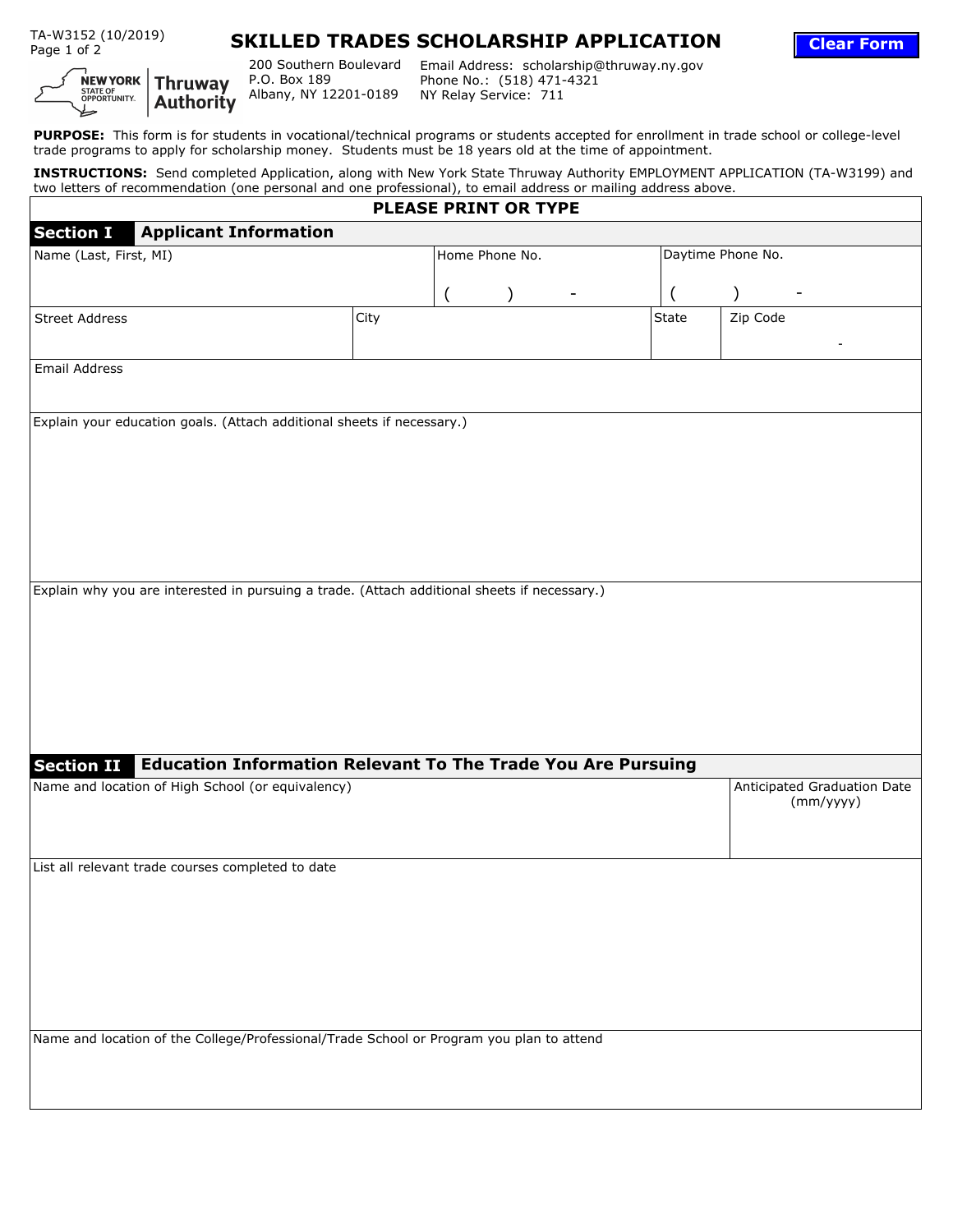TA-W3152 (10/2019)

# SKILLED TRADES SCHOLARSHIP APPLICATION

Clear Form

NEW YORK STATE OF OPPORTUNITY. | Thruway Authority

200 Southern Boulevard
P.O. Box 189
Albany, NY 12201-0189

Email Address: scholarship@thruway.ny.gov
Phone No.: (518) 471-4321
NY Relay Service: 711

**PURPOSE:** This form is for students in vocational/technical programs or students accepted for enrollment in trade school or college-level trade programs to apply for scholarship money. Students must be 18 years old at the time of appointment.

**INSTRUCTIONS:** Send completed Application, along with New York State Thruway Authority EMPLOYMENT APPLICATION (TA-W3199) and two letters of recommendation (one personal and one professional), to email address or mailing address above.

**PLEASE PRINT OR TYPE**

## Section I Applicant Information

| Name (Last, First, MI) | | Home Phone No. | Daytime Phone No. | |
|---|---|---|---|---|
| | | ( ) - | ( ) - | |
| Street Address | City | | State | Zip Code |
| | | | | - |

Email Address

Explain your education goals. (Attach additional sheets if necessary.)

Explain why you are interested in pursuing a trade. (Attach additional sheets if necessary.)

## Section II Education Information Relevant To The Trade You Are Pursuing

| Name and location of High School (or equivalency) | Anticipated Graduation Date (mm/yyyy) |
|---|---|
| | |

List all relevant trade courses completed to date

Name and location of the College/Professional/Trade School or Program you plan to attend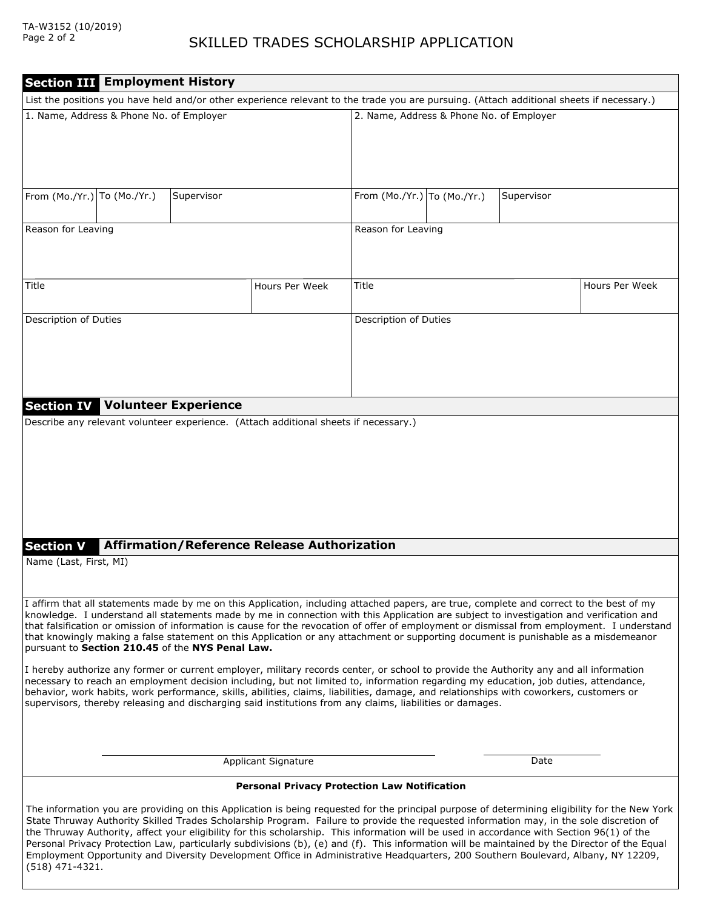# SKILLED TRADES SCHOLARSHIP APPLICATION

## Section III Employment History

List the positions you have held and/or other experience relevant to the trade you are pursuing. (Attach additional sheets if necessary.)

| 1. Name, Address & Phone No. of Employer | | | 2. Name, Address & Phone No. of Employer | | |
|---|---|---|---|---|---|
| From (Mo./Yr.) | To (Mo./Yr.) | Supervisor | From (Mo./Yr.) | To (Mo./Yr.) | Supervisor |
| Reason for Leaving | | | Reason for Leaving | | |
| Title | | Hours Per Week | Title | | Hours Per Week |
| Description of Duties | | | Description of Duties | | |

## Section IV Volunteer Experience

Describe any relevant volunteer experience. (Attach additional sheets if necessary.)

## Section V Affirmation/Reference Release Authorization

Name (Last, First, MI)

I affirm that all statements made by me on this Application, including attached papers, are true, complete and correct to the best of my knowledge. I understand all statements made by me in connection with this Application are subject to investigation and verification and that falsification or omission of information is cause for the revocation of offer of employment or dismissal from employment. I understand that knowingly making a false statement on this Application or any attachment or supporting document is punishable as a misdemeanor pursuant to **Section 210.45** of the **NYS Penal Law.**

I hereby authorize any former or current employer, military records center, or school to provide the Authority any and all information necessary to reach an employment decision including, but not limited to, information regarding my education, job duties, attendance, behavior, work habits, work performance, skills, abilities, claims, liabilities, damage, and relationships with coworkers, customers or supervisors, thereby releasing and discharging said institutions from any claims, liabilities or damages.

Applicant Signature

Date

**Personal Privacy Protection Law Notification**

The information you are providing on this Application is being requested for the principal purpose of determining eligibility for the New York State Thruway Authority Skilled Trades Scholarship Program. Failure to provide the requested information may, in the sole discretion of the Thruway Authority, affect your eligibility for this scholarship. This information will be used in accordance with Section 96(1) of the Personal Privacy Protection Law, particularly subdivisions (b), (e) and (f). This information will be maintained by the Director of the Equal Employment Opportunity and Diversity Development Office in Administrative Headquarters, 200 Southern Boulevard, Albany, NY 12209, (518) 471-4321.